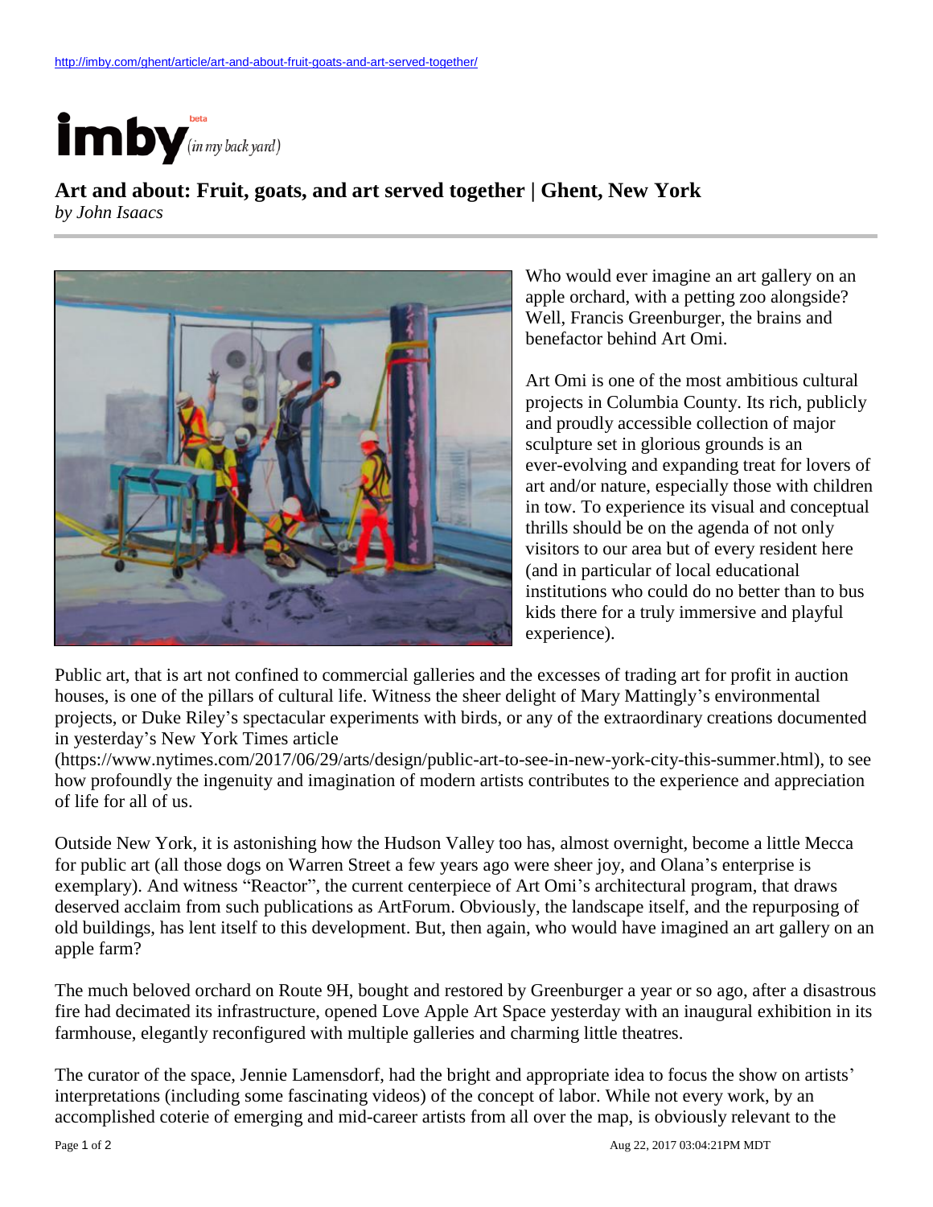http://imby.com/ghent/article/art-and-about-fruit-goats-and-art-served-together/

imby beta (in my back yard)

# Art and about: Fruit, goats, and art served together | Ghent, New York

*by John Isaacs*

Who would ever imagine an art gallery on an apple orchard, with a petting zoo alongside? Well, Francis Greenburger, the brains and benefactor behind Art Omi.

Art Omi is one of the most ambitious cultural projects in Columbia County. Its rich, publicly and proudly accessible collection of major sculpture set in glorious grounds is an ever-evolving and expanding treat for lovers of art and/or nature, especially those with children in tow. To experience its visual and conceptual thrills should be on the agenda of not only visitors to our area but of every resident here (and in particular of local educational institutions who could do no better than to bus kids there for a truly immersive and playful experience).

Public art, that is art not confined to commercial galleries and the excesses of trading art for profit in auction houses, is one of the pillars of cultural life. Witness the sheer delight of Mary Mattingly's environmental projects, or Duke Riley's spectacular experiments with birds, or any of the extraordinary creations documented in yesterday's New York Times article (https://www.nytimes.com/2017/06/29/arts/design/public-art-to-see-in-new-york-city-this-summer.html), to see how profoundly the ingenuity and imagination of modern artists contributes to the experience and appreciation of life for all of us.

Outside New York, it is astonishing how the Hudson Valley too has, almost overnight, become a little Mecca for public art (all those dogs on Warren Street a few years ago were sheer joy, and Olana's enterprise is exemplary). And witness "Reactor", the current centerpiece of Art Omi's architectural program, that draws deserved acclaim from such publications as ArtForum. Obviously, the landscape itself, and the repurposing of old buildings, has lent itself to this development. But, then again, who would have imagined an art gallery on an apple farm?

The much beloved orchard on Route 9H, bought and restored by Greenburger a year or so ago, after a disastrous fire had decimated its infrastructure, opened Love Apple Art Space yesterday with an inaugural exhibition in its farmhouse, elegantly reconfigured with multiple galleries and charming little theatres.

The curator of the space, Jennie Lamensdorf, had the bright and appropriate idea to focus the show on artists' interpretations (including some fascinating videos) of the concept of labor. While not every work, by an accomplished coterie of emerging and mid-career artists from all over the map, is obviously relevant to the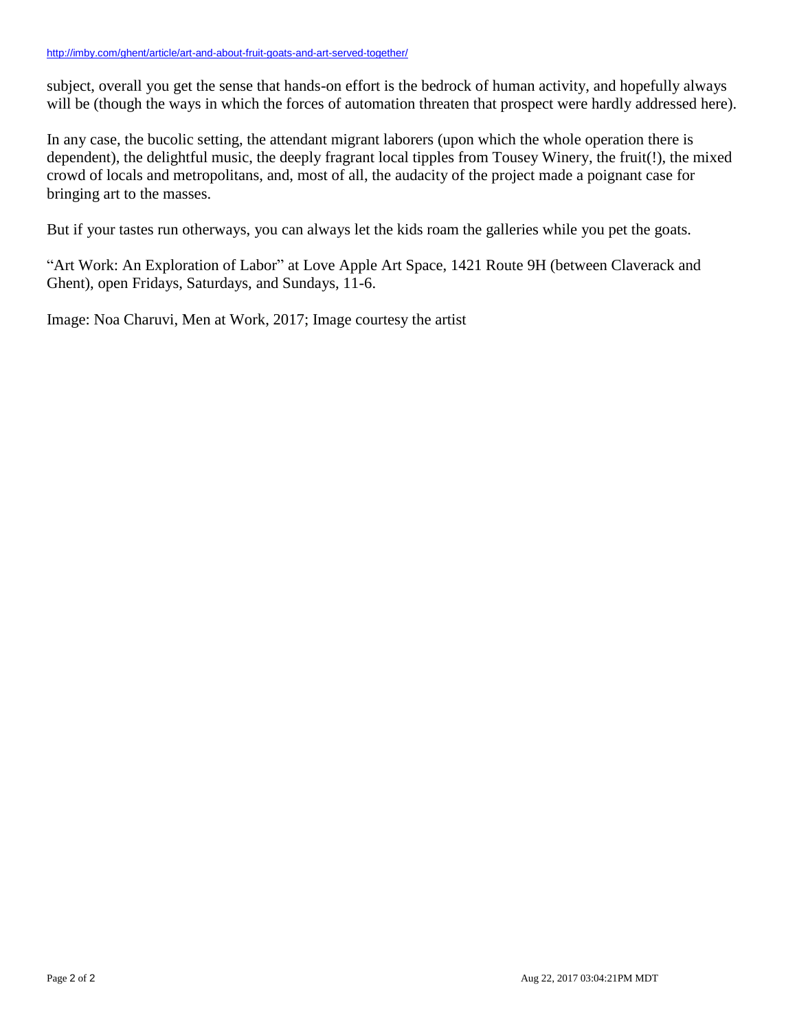subject, overall you get the sense that hands-on effort is the bedrock of human activity, and hopefully always will be (though the ways in which the forces of automation threaten that prospect were hardly addressed here).

In any case, the bucolic setting, the attendant migrant laborers (upon which the whole operation there is dependent), the delightful music, the deeply fragrant local tipples from Tousey Winery, the fruit(!), the mixed crowd of locals and metropolitans, and, most of all, the audacity of the project made a poignant case for bringing art to the masses.

But if your tastes run otherways, you can always let the kids roam the galleries while you pet the goats.

"Art Work: An Exploration of Labor" at Love Apple Art Space, 1421 Route 9H (between Claverack and Ghent), open Fridays, Saturdays, and Sundays, 11-6.

Image: Noa Charuvi, Men at Work, 2017; Image courtesy the artist